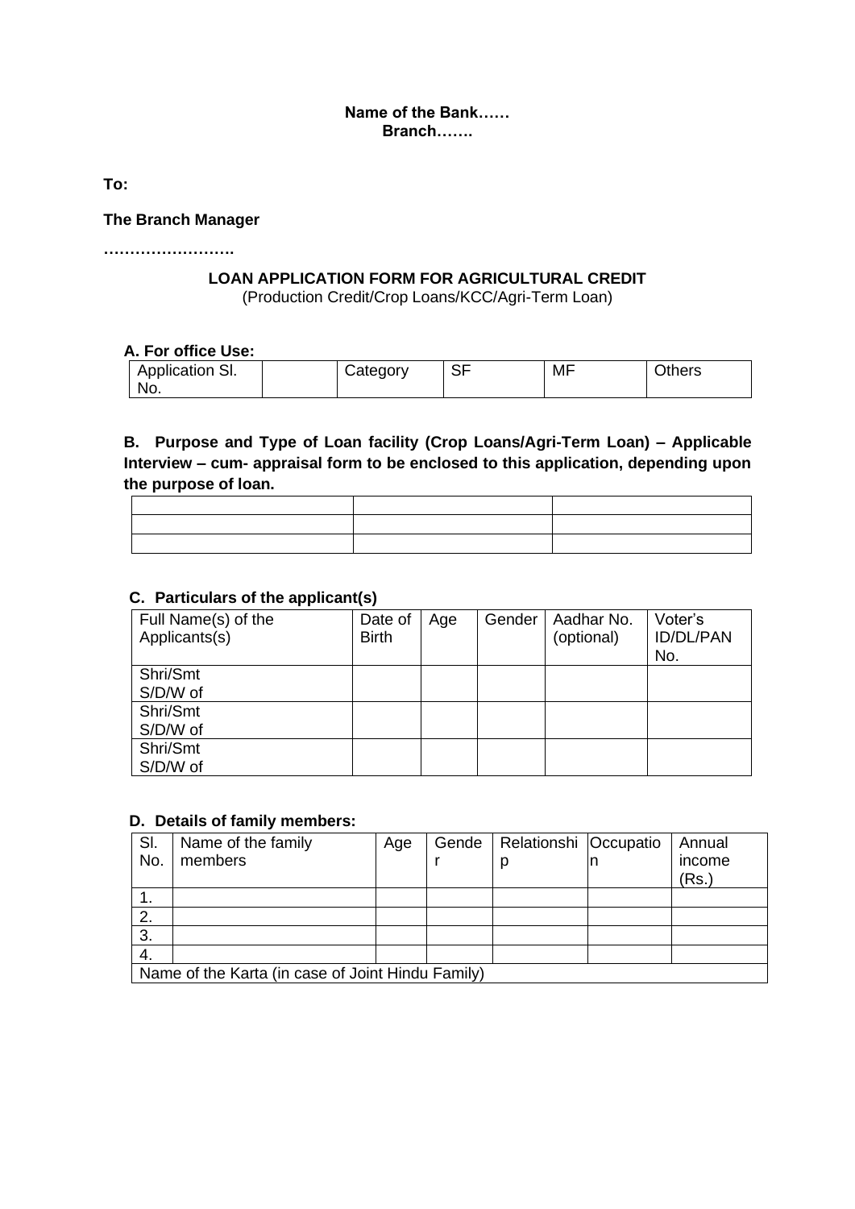**Name of the Bank……**
**Branch…….**

**To:**

**The Branch Manager**

**…………………….**

## LOAN APPLICATION FORM FOR AGRICULTURAL CREDIT

(Production Credit/Crop Loans/KCC/Agri-Term Loan)

### A. For office Use:

| Application Sl. No. | | Category | SF | MF | Others |
|---|---|---|---|---|---|

### B. Purpose and Type of Loan facility (Crop Loans/Agri-Term Loan) – Applicable Interview – cum- appraisal form to be enclosed to this application, depending upon the purpose of loan.

| | | |
|---|---|---|
| | | |
| | | |
| | | |

### C. Particulars of the applicant(s)

| Full Name(s) of the Applicants(s) | Date of Birth | Age | Gender | Aadhar No. (optional) | Voter's ID/DL/PAN No. |
|---|---|---|---|---|---|
| Shri/Smt<br>S/D/W of | | | | | |
| Shri/Smt<br>S/D/W of | | | | | |
| Shri/Smt<br>S/D/W of | | | | | |

### D. Details of family members:

| Sl. No. | Name of the family members | Age | Gender | Relationship | Occupation | Annual income (Rs.) |
|---|---|---|---|---|---|---|
| 1. | | | | | | |
| 2. | | | | | | |
| 3. | | | | | | |
| 4. | | | | | | |
| Name of the Karta (in case of Joint Hindu Family) | | | | | | |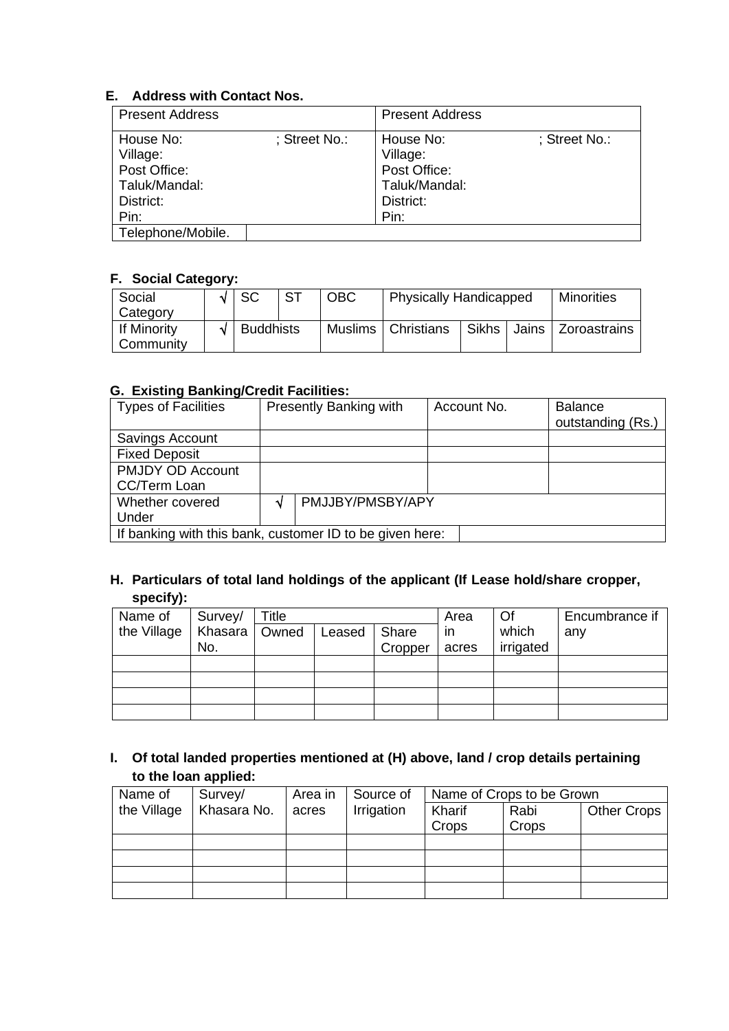#### E. Address with Contact Nos.

| Present Address | | Present Address |
|---|---|---|
| House No: ; Street No.:<br>Village:<br>Post Office:<br>Taluk/Mandal:<br>District:<br>Pin: | | House No: ; Street No.:<br>Village:<br>Post Office:<br>Taluk/Mandal:<br>District:<br>Pin: |
| Telephone/Mobile. | | |

#### F. Social Category:

| Social Category | √ | SC | ST | OBC | Physically Handicapped | | | Minorities |
|---|---|---|---|---|---|---|---|---|
| If Minority Community | √ | Buddhists | | Muslims | Christians | Sikhs | Jains | Zoroastrains |

#### G. Existing Banking/Credit Facilities:

| Types of Facilities | Presently Banking with | | Account No. | Balance outstanding (Rs.) |
|---|---|---|---|---|
| Savings Account | | | | |
| Fixed Deposit | | | | |
| PMJDY OD Account CC/Term Loan | | | | |
| Whether covered Under | √ | PMJJBY/PMSBY/APY | | |
| If banking with this bank, customer ID to be given here: | | | | |

#### H. Particulars of total land holdings of the applicant (If Lease hold/share cropper, specify):

| Name of the Village | Survey/ Khasara No. | Title | | | Area in acres | Of which irrigated | Encumbrance if any |
|---|---|---|---|---|---|---|---|
| | | Owned | Leased | Share Cropper | | | |
| | | | | | | | |
| | | | | | | | |
| | | | | | | | |
| | | | | | | | |

#### I. Of total landed properties mentioned at (H) above, land / crop details pertaining to the loan applied:

| Name of the Village | Survey/ Khasara No. | Area in acres | Source of Irrigation | Name of Crops to be Grown | | |
|---|---|---|---|---|---|---|
| | | | | Kharif Crops | Rabi Crops | Other Crops |
| | | | | | | |
| | | | | | | |
| | | | | | | |
| | | | | | | |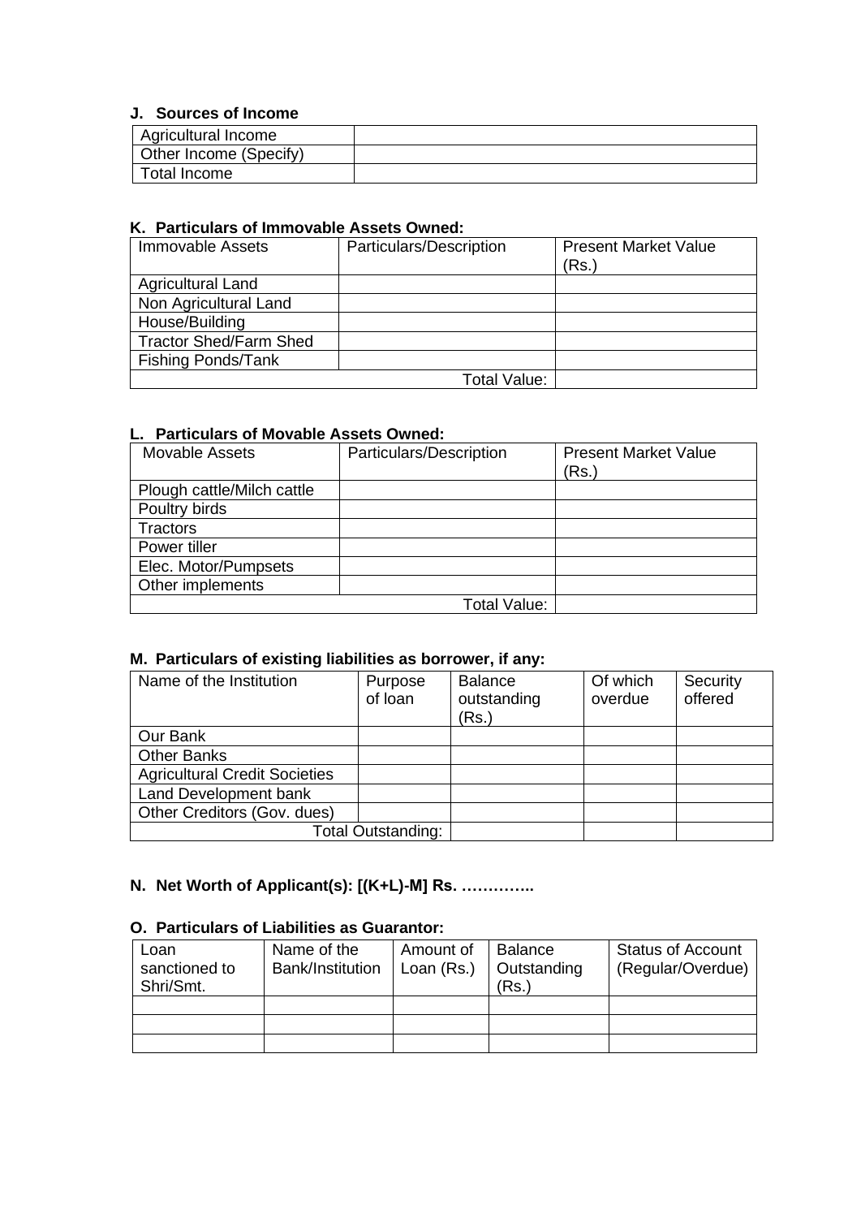**J. Sources of Income**

| Agricultural Income | |
|---|---|
| Other Income (Specify) | |
| Total Income | |

**K. Particulars of Immovable Assets Owned:**

| Immovable Assets | Particulars/Description | Present Market Value (Rs.) |
|---|---|---|
| Agricultural Land | | |
| Non Agricultural Land | | |
| House/Building | | |
| Tractor Shed/Farm Shed | | |
| Fishing Ponds/Tank | | |
| | Total Value: | |

**L. Particulars of Movable Assets Owned:**

| Movable Assets | Particulars/Description | Present Market Value (Rs.) |
|---|---|---|
| Plough cattle/Milch cattle | | |
| Poultry birds | | |
| Tractors | | |
| Power tiller | | |
| Elec. Motor/Pumpsets | | |
| Other implements | | |
| | Total Value: | |

**M. Particulars of existing liabilities as borrower, if any:**

| Name of the Institution | Purpose of loan | Balance outstanding (Rs.) | Of which overdue | Security offered |
|---|---|---|---|---|
| Our Bank | | | | |
| Other Banks | | | | |
| Agricultural Credit Societies | | | | |
| Land Development bank | | | | |
| Other Creditors (Gov. dues) | | | | |
| | Total Outstanding: | | | |

**N. Net Worth of Applicant(s): [(K+L)-M] Rs. …………..**

**O. Particulars of Liabilities as Guarantor:**

| Loan sanctioned to Shri/Smt. | Name of the Bank/Institution | Amount of Loan (Rs.) | Balance Outstanding (Rs.) | Status of Account (Regular/Overdue) |
|---|---|---|---|---|
| | | | | |
| | | | | |
| | | | | |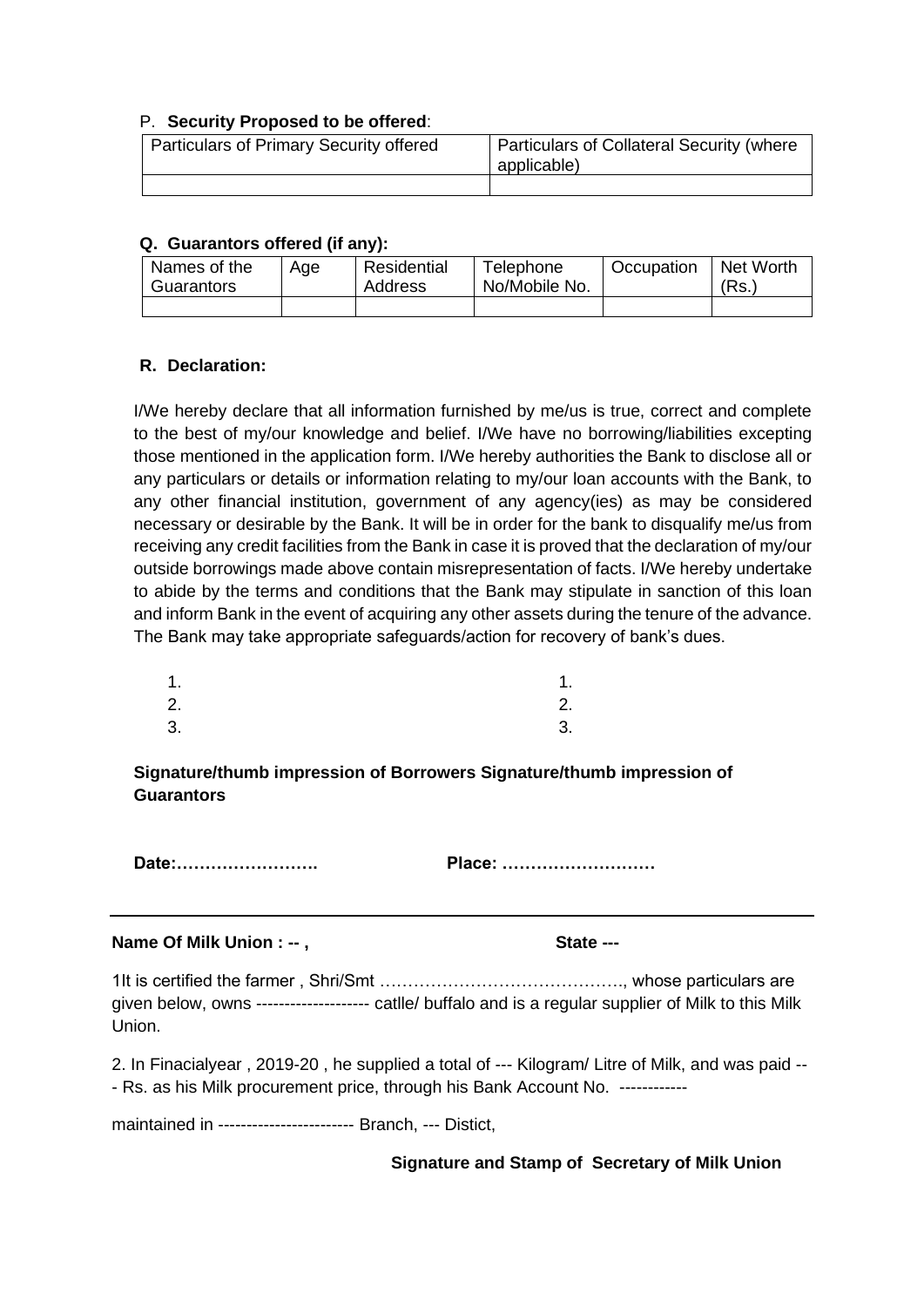P. **Security Proposed to be offered**:

| Particulars of Primary Security offered | Particulars of Collateral Security (where applicable) |
|---|---|
| | |

**Q. Guarantors offered (if any):**

| Names of the Guarantors | Age | Residential Address | Telephone No/Mobile No. | Occupation | Net Worth (Rs.) |
|---|---|---|---|---|---|
| | | | | | |

**R. Declaration:**

I/We hereby declare that all information furnished by me/us is true, correct and complete to the best of my/our knowledge and belief. I/We have no borrowing/liabilities excepting those mentioned in the application form. I/We hereby authorities the Bank to disclose all or any particulars or details or information relating to my/our loan accounts with the Bank, to any other financial institution, government of any agency(ies) as may be considered necessary or desirable by the Bank. It will be in order for the bank to disqualify me/us from receiving any credit facilities from the Bank in case it is proved that the declaration of my/our outside borrowings made above contain misrepresentation of facts. I/We hereby undertake to abide by the terms and conditions that the Bank may stipulate in sanction of this loan and inform Bank in the event of acquiring any other assets during the tenure of the advance. The Bank may take appropriate safeguards/action for recovery of bank's dues.

| | |
|---|---|
| 1. | 1. |
| 2. | 2. |
| 3. | 3. |

**Signature/thumb impression of Borrowers Signature/thumb impression of Guarantors**

**Date:…………………….** **Place: ………………………**

---

**Name Of Milk Union : -- ,** **State ---**

1It is certified the farmer , Shri/Smt ……………………………………., whose particulars are given below, owns ------------------- catlle/ buffalo and is a regular supplier of Milk to this Milk Union.

2. In Finacialyear , 2019-20 , he supplied a total of --- Kilogram/ Litre of Milk, and was paid --- Rs. as his Milk procurement price, through his Bank Account No. ------------

maintained in ------------------------ Branch, --- Distict,

**Signature and Stamp of Secretary of Milk Union**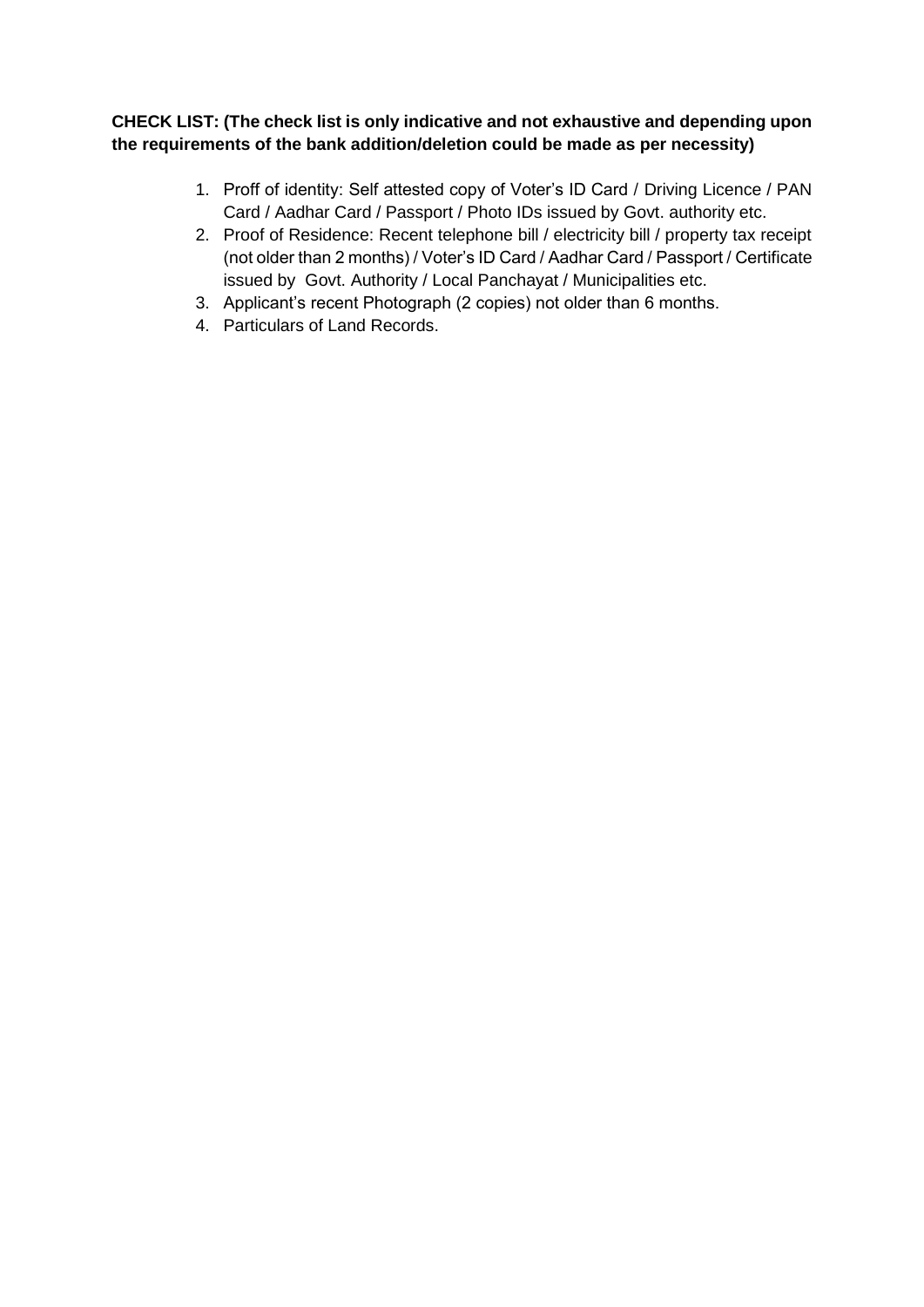**CHECK LIST: (The check list is only indicative and not exhaustive and depending upon the requirements of the bank addition/deletion could be made as per necessity)**

1. Proff of identity: Self attested copy of Voter's ID Card / Driving Licence / PAN Card / Aadhar Card / Passport / Photo IDs issued by Govt. authority etc.
2. Proof of Residence: Recent telephone bill / electricity bill / property tax receipt (not older than 2 months) / Voter's ID Card / Aadhar Card / Passport / Certificate issued by Govt. Authority / Local Panchayat / Municipalities etc.
3. Applicant's recent Photograph (2 copies) not older than 6 months.
4. Particulars of Land Records.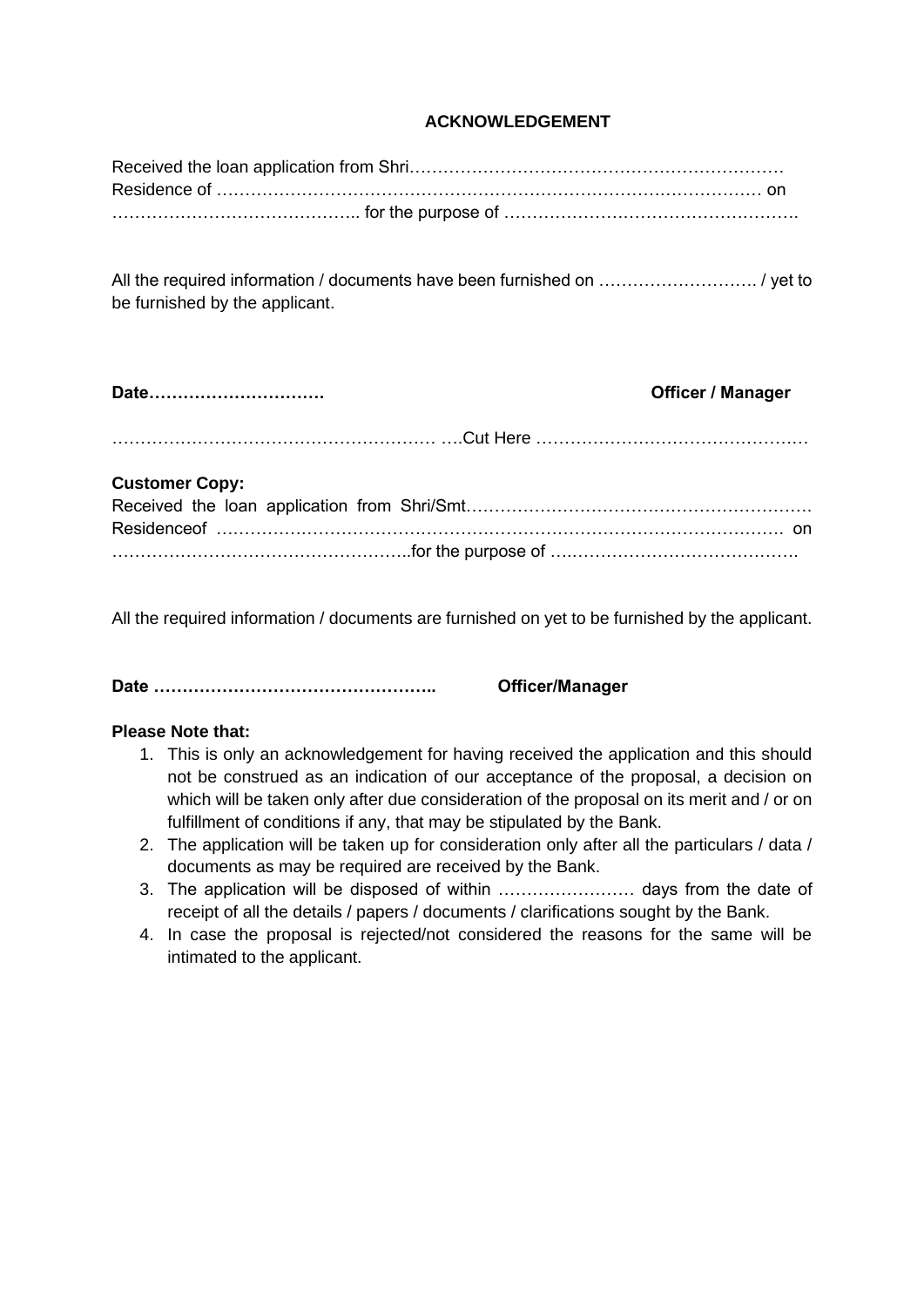**ACKNOWLEDGEMENT**

Received the loan application from Shri…………………………………………………………
Residence of …………………………………………………………………………………… on
…………………………………….. for the purpose of …………………………………………….

All the required information / documents have been furnished on ………………………. / yet to be furnished by the applicant.

**Date………………………….** **Officer / Manager**

………………………………………………… ….Cut Here …………………………………….….

**Customer Copy:**

Received the loan application from Shri/Smt…………………………………………………….
Residenceof ………………………………………………………………………………………. on
……………………………………………..for the purpose of ….…………………………………….

All the required information / documents are furnished on yet to be furnished by the applicant.

**Date …………………………………………..** **Officer/Manager**

**Please Note that:**

1. This is only an acknowledgement for having received the application and this should not be construed as an indication of our acceptance of the proposal, a decision on which will be taken only after due consideration of the proposal on its merit and / or on fulfillment of conditions if any, that may be stipulated by the Bank.
2. The application will be taken up for consideration only after all the particulars / data / documents as may be required are received by the Bank.
3. The application will be disposed of within …………………… days from the date of receipt of all the details / papers / documents / clarifications sought by the Bank.
4. In case the proposal is rejected/not considered the reasons for the same will be intimated to the applicant.